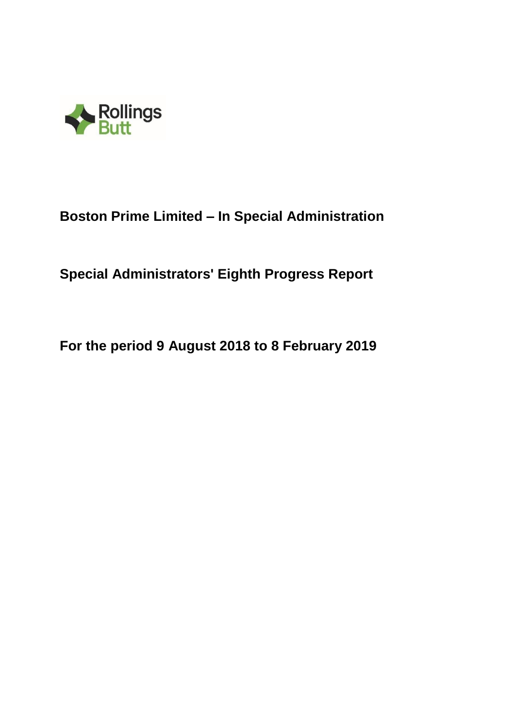# Boston Prime Limited – In Special Administration

## Special Administrators' Eighth Progress Report

## For the period 9 August 2018 to 8 February 2019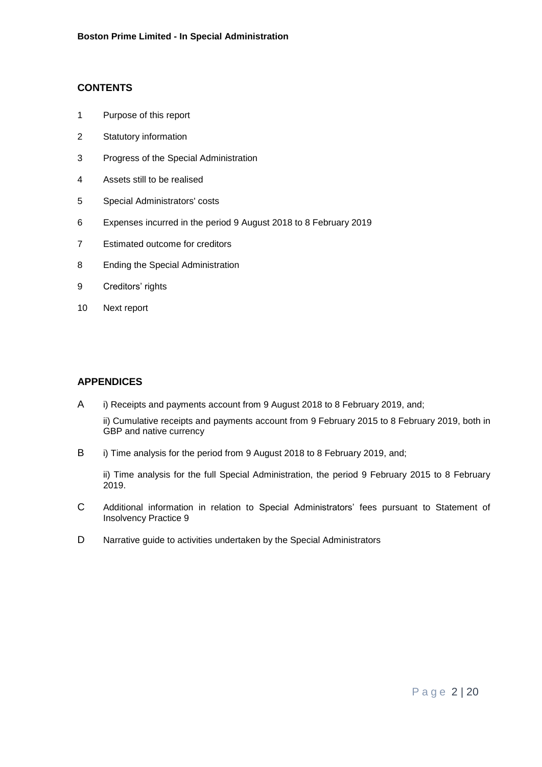## CONTENTS

1 Purpose of this report

2 Statutory information

3 Progress of the Special Administration

4 Assets still to be realised

5 Special Administrators' costs

6 Expenses incurred in the period 9 August 2018 to 8 February 2019

7 Estimated outcome for creditors

8 Ending the Special Administration

9 Creditors' rights

10 Next report

## APPENDICES

A i) Receipts and payments account from 9 August 2018 to 8 February 2019, and;

ii) Cumulative receipts and payments account from 9 February 2015 to 8 February 2019, both in GBP and native currency

B i) Time analysis for the period from 9 August 2018 to 8 February 2019, and;

ii) Time analysis for the full Special Administration, the period 9 February 2015 to 8 February 2019.

C Additional information in relation to Special Administrators' fees pursuant to Statement of Insolvency Practice 9

D Narrative guide to activities undertaken by the Special Administrators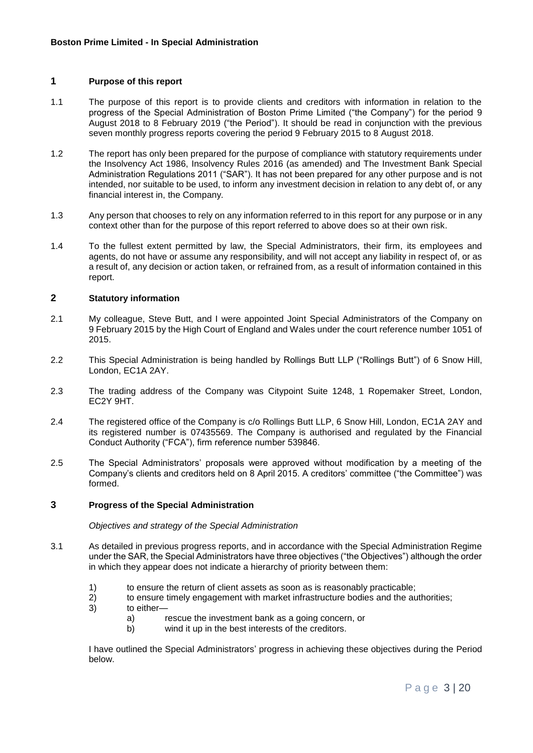## 1 Purpose of this report

1.1 The purpose of this report is to provide clients and creditors with information in relation to the progress of the Special Administration of Boston Prime Limited ("the Company") for the period 9 August 2018 to 8 February 2019 ("the Period"). It should be read in conjunction with the previous seven monthly progress reports covering the period 9 February 2015 to 8 August 2018.

1.2 The report has only been prepared for the purpose of compliance with statutory requirements under the Insolvency Act 1986, Insolvency Rules 2016 (as amended) and The Investment Bank Special Administration Regulations 2011 ("SAR"). It has not been prepared for any other purpose and is not intended, nor suitable to be used, to inform any investment decision in relation to any debt of, or any financial interest in, the Company.

1.3 Any person that chooses to rely on any information referred to in this report for any purpose or in any context other than for the purpose of this report referred to above does so at their own risk.

1.4 To the fullest extent permitted by law, the Special Administrators, their firm, its employees and agents, do not have or assume any responsibility, and will not accept any liability in respect of, or as a result of, any decision or action taken, or refrained from, as a result of information contained in this report.

## 2 Statutory information

2.1 My colleague, Steve Butt, and I were appointed Joint Special Administrators of the Company on 9 February 2015 by the High Court of England and Wales under the court reference number 1051 of 2015.

2.2 This Special Administration is being handled by Rollings Butt LLP ("Rollings Butt") of 6 Snow Hill, London, EC1A 2AY.

2.3 The trading address of the Company was Citypoint Suite 1248, 1 Ropemaker Street, London, EC2Y 9HT.

2.4 The registered office of the Company is c/o Rollings Butt LLP, 6 Snow Hill, London, EC1A 2AY and its registered number is 07435569. The Company is authorised and regulated by the Financial Conduct Authority ("FCA"), firm reference number 539846.

2.5 The Special Administrators' proposals were approved without modification by a meeting of the Company's clients and creditors held on 8 April 2015. A creditors' committee ("the Committee") was formed.

## 3 Progress of the Special Administration

*Objectives and strategy of the Special Administration*

3.1 As detailed in previous progress reports, and in accordance with the Special Administration Regime under the SAR, the Special Administrators have three objectives ("the Objectives") although the order in which they appear does not indicate a hierarchy of priority between them:

1) to ensure the return of client assets as soon as is reasonably practicable;
2) to ensure timely engagement with market infrastructure bodies and the authorities;
3) to either—
   a) rescue the investment bank as a going concern, or
   b) wind it up in the best interests of the creditors.

I have outlined the Special Administrators' progress in achieving these objectives during the Period below.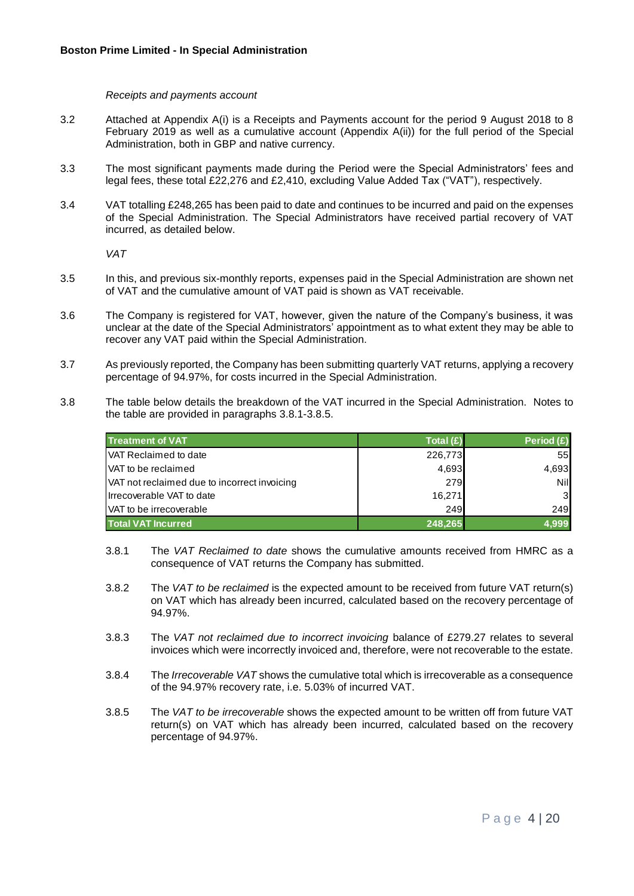*Receipts and payments account*

3.2 Attached at Appendix A(i) is a Receipts and Payments account for the period 9 August 2018 to 8 February 2019 as well as a cumulative account (Appendix A(ii)) for the full period of the Special Administration, both in GBP and native currency.

3.3 The most significant payments made during the Period were the Special Administrators' fees and legal fees, these total £22,276 and £2,410, excluding Value Added Tax ("VAT"), respectively.

3.4 VAT totalling £248,265 has been paid to date and continues to be incurred and paid on the expenses of the Special Administration. The Special Administrators have received partial recovery of VAT incurred, as detailed below.

*VAT*

3.5 In this, and previous six-monthly reports, expenses paid in the Special Administration are shown net of VAT and the cumulative amount of VAT paid is shown as VAT receivable.

3.6 The Company is registered for VAT, however, given the nature of the Company's business, it was unclear at the date of the Special Administrators' appointment as to what extent they may be able to recover any VAT paid within the Special Administration.

3.7 As previously reported, the Company has been submitting quarterly VAT returns, applying a recovery percentage of 94.97%, for costs incurred in the Special Administration.

3.8 The table below details the breakdown of the VAT incurred in the Special Administration. Notes to the table are provided in paragraphs 3.8.1-3.8.5.

| Treatment of VAT | Total (£) | Period (£) |
|---|---:|---:|
| VAT Reclaimed to date | 226,773 | 55 |
| VAT to be reclaimed | 4,693 | 4,693 |
| VAT not reclaimed due to incorrect invoicing | 279 | Nil |
| Irrecoverable VAT to date | 16,271 | 3 |
| VAT to be irrecoverable | 249 | 249 |
| **Total VAT Incurred** | **248,265** | **4,999** |

3.8.1 The *VAT Reclaimed to date* shows the cumulative amounts received from HMRC as a consequence of VAT returns the Company has submitted.

3.8.2 The *VAT to be reclaimed* is the expected amount to be received from future VAT return(s) on VAT which has already been incurred, calculated based on the recovery percentage of 94.97%.

3.8.3 The *VAT not reclaimed due to incorrect invoicing* balance of £279.27 relates to several invoices which were incorrectly invoiced and, therefore, were not recoverable to the estate.

3.8.4 The *Irrecoverable VAT* shows the cumulative total which is irrecoverable as a consequence of the 94.97% recovery rate, i.e. 5.03% of incurred VAT.

3.8.5 The *VAT to be irrecoverable* shows the expected amount to be written off from future VAT return(s) on VAT which has already been incurred, calculated based on the recovery percentage of 94.97%.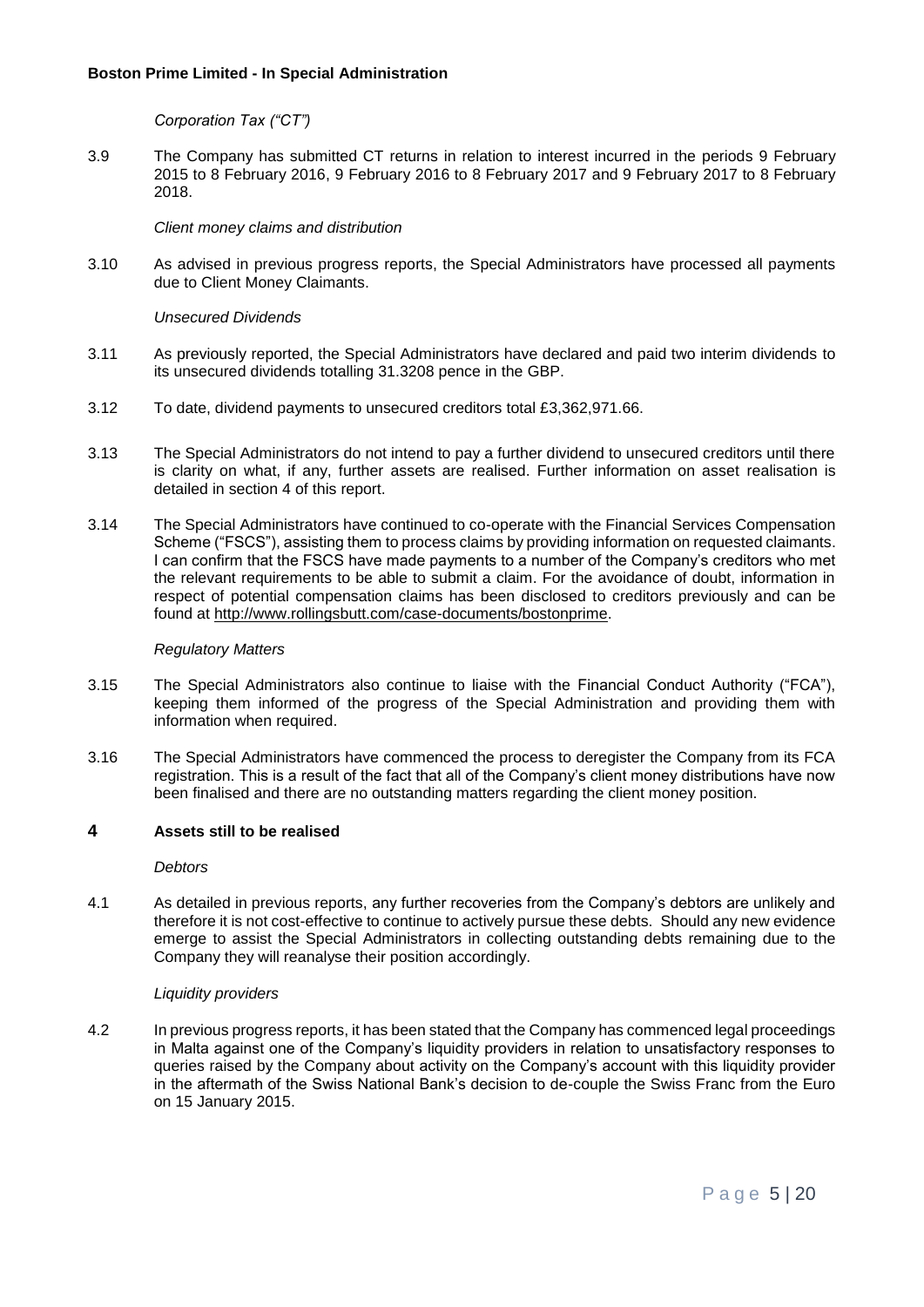*Corporation Tax ("CT")*

3.9 The Company has submitted CT returns in relation to interest incurred in the periods 9 February 2015 to 8 February 2016, 9 February 2016 to 8 February 2017 and 9 February 2017 to 8 February 2018.

*Client money claims and distribution*

3.10 As advised in previous progress reports, the Special Administrators have processed all payments due to Client Money Claimants.

*Unsecured Dividends*

3.11 As previously reported, the Special Administrators have declared and paid two interim dividends to its unsecured dividends totalling 31.3208 pence in the GBP.

3.12 To date, dividend payments to unsecured creditors total £3,362,971.66.

3.13 The Special Administrators do not intend to pay a further dividend to unsecured creditors until there is clarity on what, if any, further assets are realised. Further information on asset realisation is detailed in section 4 of this report.

3.14 The Special Administrators have continued to co-operate with the Financial Services Compensation Scheme ("FSCS"), assisting them to process claims by providing information on requested claimants. I can confirm that the FSCS have made payments to a number of the Company's creditors who met the relevant requirements to be able to submit a claim. For the avoidance of doubt, information in respect of potential compensation claims has been disclosed to creditors previously and can be found at http://www.rollingsbutt.com/case-documents/bostonprime.

*Regulatory Matters*

3.15 The Special Administrators also continue to liaise with the Financial Conduct Authority ("FCA"), keeping them informed of the progress of the Special Administration and providing them with information when required.

3.16 The Special Administrators have commenced the process to deregister the Company from its FCA registration. This is a result of the fact that all of the Company's client money distributions have now been finalised and there are no outstanding matters regarding the client money position.

## 4 Assets still to be realised

*Debtors*

4.1 As detailed in previous reports, any further recoveries from the Company's debtors are unlikely and therefore it is not cost-effective to continue to actively pursue these debts. Should any new evidence emerge to assist the Special Administrators in collecting outstanding debts remaining due to the Company they will reanalyse their position accordingly.

*Liquidity providers*

4.2 In previous progress reports, it has been stated that the Company has commenced legal proceedings in Malta against one of the Company's liquidity providers in relation to unsatisfactory responses to queries raised by the Company about activity on the Company's account with this liquidity provider in the aftermath of the Swiss National Bank's decision to de-couple the Swiss Franc from the Euro on 15 January 2015.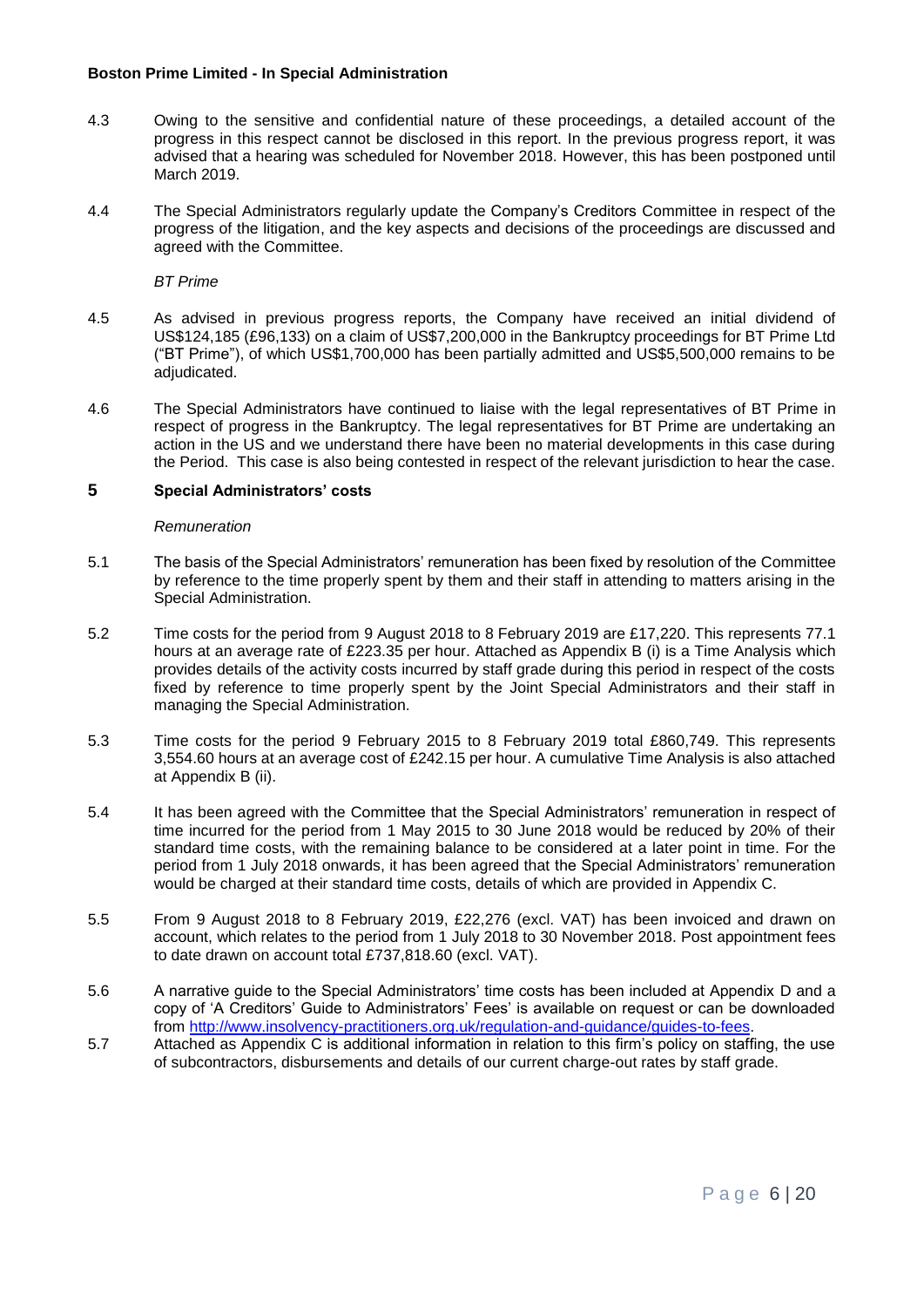4.3 Owing to the sensitive and confidential nature of these proceedings, a detailed account of the progress in this respect cannot be disclosed in this report. In the previous progress report, it was advised that a hearing was scheduled for November 2018. However, this has been postponed until March 2019.

4.4 The Special Administrators regularly update the Company's Creditors Committee in respect of the progress of the litigation, and the key aspects and decisions of the proceedings are discussed and agreed with the Committee.

*BT Prime*

4.5 As advised in previous progress reports, the Company have received an initial dividend of US$124,185 (£96,133) on a claim of US$7,200,000 in the Bankruptcy proceedings for BT Prime Ltd ("BT Prime"), of which US$1,700,000 has been partially admitted and US$5,500,000 remains to be adjudicated.

4.6 The Special Administrators have continued to liaise with the legal representatives of BT Prime in respect of progress in the Bankruptcy. The legal representatives for BT Prime are undertaking an action in the US and we understand there have been no material developments in this case during the Period. This case is also being contested in respect of the relevant jurisdiction to hear the case.

## 5 Special Administrators' costs

*Remuneration*

5.1 The basis of the Special Administrators' remuneration has been fixed by resolution of the Committee by reference to the time properly spent by them and their staff in attending to matters arising in the Special Administration.

5.2 Time costs for the period from 9 August 2018 to 8 February 2019 are £17,220. This represents 77.1 hours at an average rate of £223.35 per hour. Attached as Appendix B (i) is a Time Analysis which provides details of the activity costs incurred by staff grade during this period in respect of the costs fixed by reference to time properly spent by the Joint Special Administrators and their staff in managing the Special Administration.

5.3 Time costs for the period 9 February 2015 to 8 February 2019 total £860,749. This represents 3,554.60 hours at an average cost of £242.15 per hour. A cumulative Time Analysis is also attached at Appendix B (ii).

5.4 It has been agreed with the Committee that the Special Administrators' remuneration in respect of time incurred for the period from 1 May 2015 to 30 June 2018 would be reduced by 20% of their standard time costs, with the remaining balance to be considered at a later point in time. For the period from 1 July 2018 onwards, it has been agreed that the Special Administrators' remuneration would be charged at their standard time costs, details of which are provided in Appendix C.

5.5 From 9 August 2018 to 8 February 2019, £22,276 (excl. VAT) has been invoiced and drawn on account, which relates to the period from 1 July 2018 to 30 November 2018. Post appointment fees to date drawn on account total £737,818.60 (excl. VAT).

5.6 A narrative guide to the Special Administrators' time costs has been included at Appendix D and a copy of 'A Creditors' Guide to Administrators' Fees' is available on request or can be downloaded from http://www.insolvency-practitioners.org.uk/regulation-and-guidance/guides-to-fees.

5.7 Attached as Appendix C is additional information in relation to this firm's policy on staffing, the use of subcontractors, disbursements and details of our current charge-out rates by staff grade.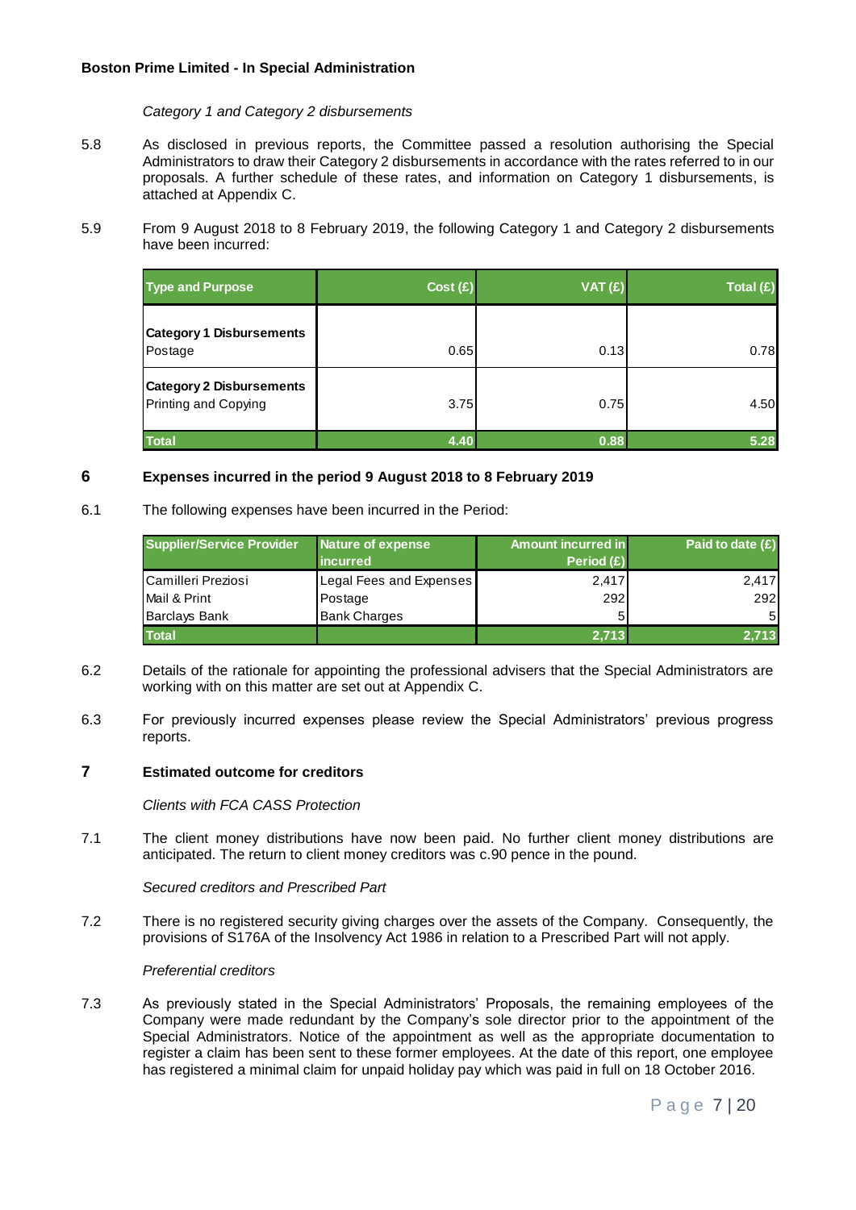*Category 1 and Category 2 disbursements*

5.8 As disclosed in previous reports, the Committee passed a resolution authorising the Special Administrators to draw their Category 2 disbursements in accordance with the rates referred to in our proposals. A further schedule of these rates, and information on Category 1 disbursements, is attached at Appendix C.

5.9 From 9 August 2018 to 8 February 2019, the following Category 1 and Category 2 disbursements have been incurred:

| Type and Purpose | Cost (£) | VAT (£) | Total (£) |
|---|---|---|---|
| **Category 1 Disbursements**<br>Postage | 0.65 | 0.13 | 0.78 |
| **Category 2 Disbursements**<br>Printing and Copying | 3.75 | 0.75 | 4.50 |
| **Total** | **4.40** | **0.88** | **5.28** |

## 6 Expenses incurred in the period 9 August 2018 to 8 February 2019

6.1 The following expenses have been incurred in the Period:

| Supplier/Service Provider | Nature of expense incurred | Amount incurred in Period (£) | Paid to date (£) |
|---|---|---|---|
| Camilleri Preziosi | Legal Fees and Expenses | 2,417 | 2,417 |
| Mail & Print | Postage | 292 | 292 |
| Barclays Bank | Bank Charges | 5 | 5 |
| **Total** | | **2,713** | **2,713** |

6.2 Details of the rationale for appointing the professional advisers that the Special Administrators are working with on this matter are set out at Appendix C.

6.3 For previously incurred expenses please review the Special Administrators' previous progress reports.

## 7 Estimated outcome for creditors

*Clients with FCA CASS Protection*

7.1 The client money distributions have now been paid. No further client money distributions are anticipated. The return to client money creditors was c.90 pence in the pound.

*Secured creditors and Prescribed Part*

7.2 There is no registered security giving charges over the assets of the Company. Consequently, the provisions of S176A of the Insolvency Act 1986 in relation to a Prescribed Part will not apply.

*Preferential creditors*

7.3 As previously stated in the Special Administrators' Proposals, the remaining employees of the Company were made redundant by the Company's sole director prior to the appointment of the Special Administrators. Notice of the appointment as well as the appropriate documentation to register a claim has been sent to these former employees. At the date of this report, one employee has registered a minimal claim for unpaid holiday pay which was paid in full on 18 October 2016.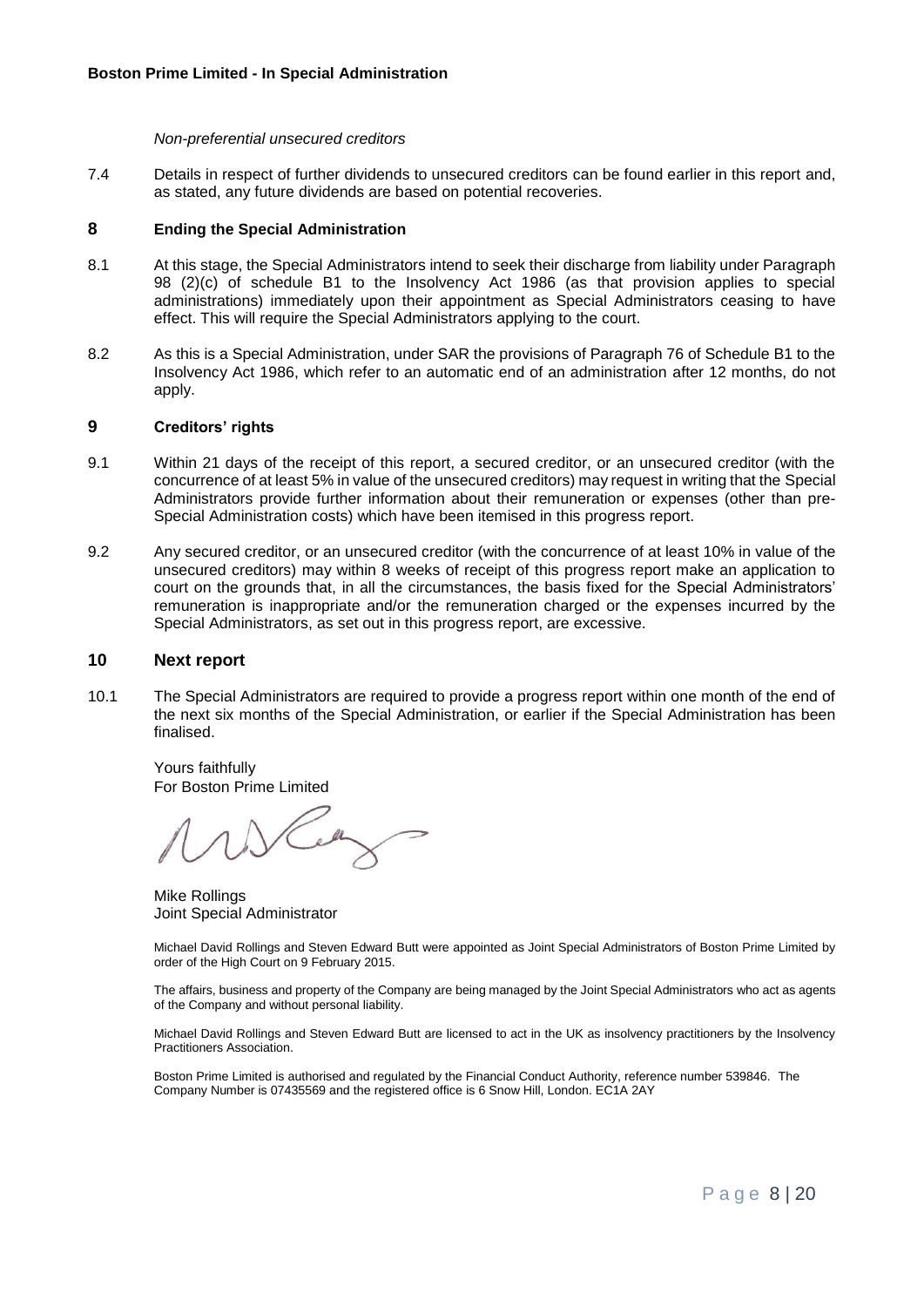*Non-preferential unsecured creditors*

7.4 Details in respect of further dividends to unsecured creditors can be found earlier in this report and, as stated, any future dividends are based on potential recoveries.

## 8 Ending the Special Administration

8.1 At this stage, the Special Administrators intend to seek their discharge from liability under Paragraph 98 (2)(c) of schedule B1 to the Insolvency Act 1986 (as that provision applies to special administrations) immediately upon their appointment as Special Administrators ceasing to have effect. This will require the Special Administrators applying to the court.

8.2 As this is a Special Administration, under SAR the provisions of Paragraph 76 of Schedule B1 to the Insolvency Act 1986, which refer to an automatic end of an administration after 12 months, do not apply.

## 9 Creditors' rights

9.1 Within 21 days of the receipt of this report, a secured creditor, or an unsecured creditor (with the concurrence of at least 5% in value of the unsecured creditors) may request in writing that the Special Administrators provide further information about their remuneration or expenses (other than pre-Special Administration costs) which have been itemised in this progress report.

9.2 Any secured creditor, or an unsecured creditor (with the concurrence of at least 10% in value of the unsecured creditors) may within 8 weeks of receipt of this progress report make an application to court on the grounds that, in all the circumstances, the basis fixed for the Special Administrators' remuneration is inappropriate and/or the remuneration charged or the expenses incurred by the Special Administrators, as set out in this progress report, are excessive.

## 10 Next report

10.1 The Special Administrators are required to provide a progress report within one month of the end of the next six months of the Special Administration, or earlier if the Special Administration has been finalised.

Yours faithfully
For Boston Prime Limited

Mike Rollings
Joint Special Administrator

Michael David Rollings and Steven Edward Butt were appointed as Joint Special Administrators of Boston Prime Limited by order of the High Court on 9 February 2015.

The affairs, business and property of the Company are being managed by the Joint Special Administrators who act as agents of the Company and without personal liability.

Michael David Rollings and Steven Edward Butt are licensed to act in the UK as insolvency practitioners by the Insolvency Practitioners Association.

Boston Prime Limited is authorised and regulated by the Financial Conduct Authority, reference number 539846. The Company Number is 07435569 and the registered office is 6 Snow Hill, London. EC1A 2AY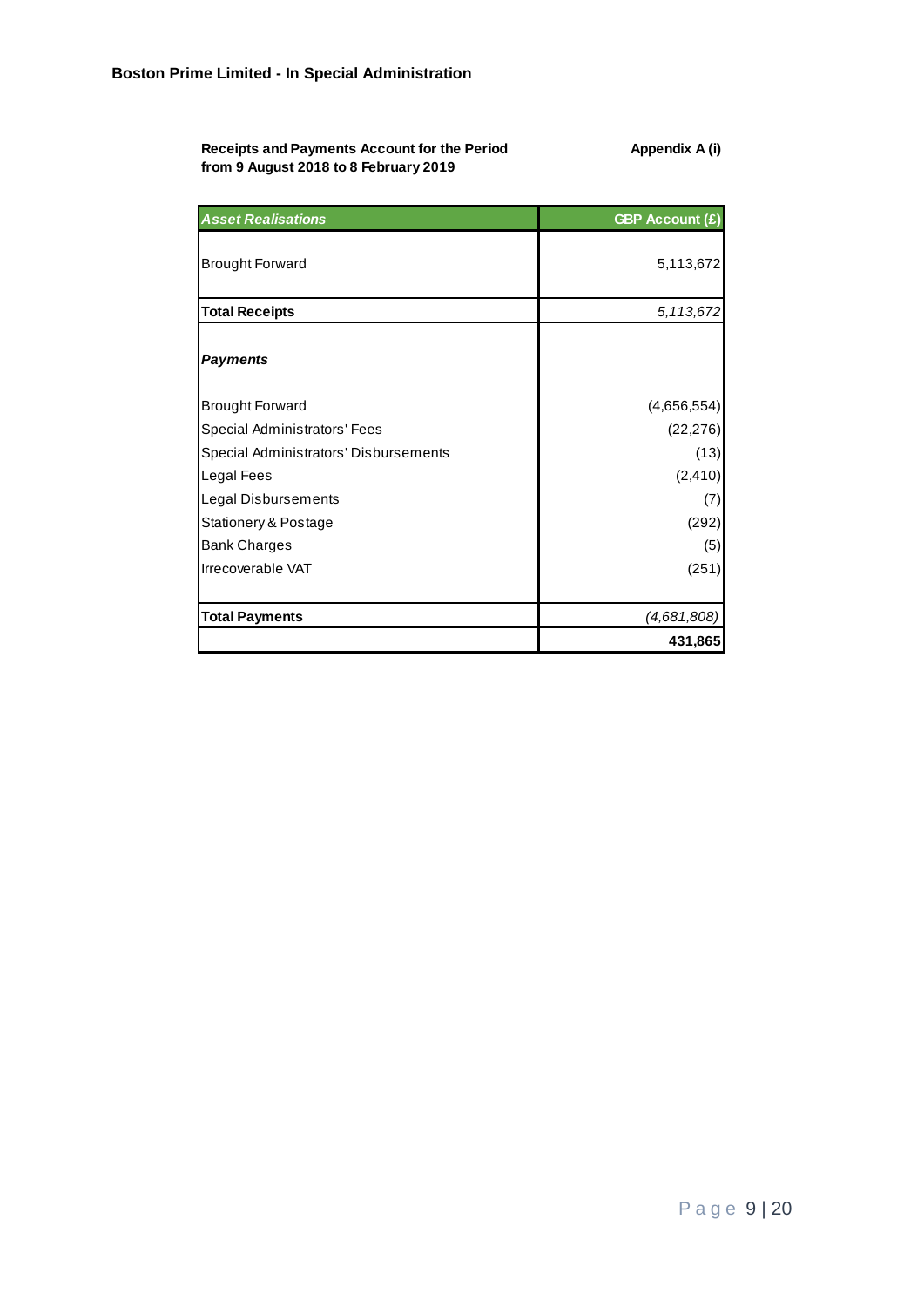**Boston Prime Limited - In Special Administration**

**Receipts and Payments Account for the Period from 9 August 2018 to 8 February 2019**

**Appendix A (i)**

| *Asset Realisations* | GBP Account (£) |
|---|---|
| Brought Forward | 5,113,672 |
| **Total Receipts** | *5,113,672* |
| ***Payments*** | |
| Brought Forward | (4,656,554) |
| Special Administrators' Fees | (22,276) |
| Special Administrators' Disbursements | (13) |
| Legal Fees | (2,410) |
| Legal Disbursements | (7) |
| Stationery & Postage | (292) |
| Bank Charges | (5) |
| Irrecoverable VAT | (251) |
| **Total Payments** | *(4,681,808)* |
| | **431,865** |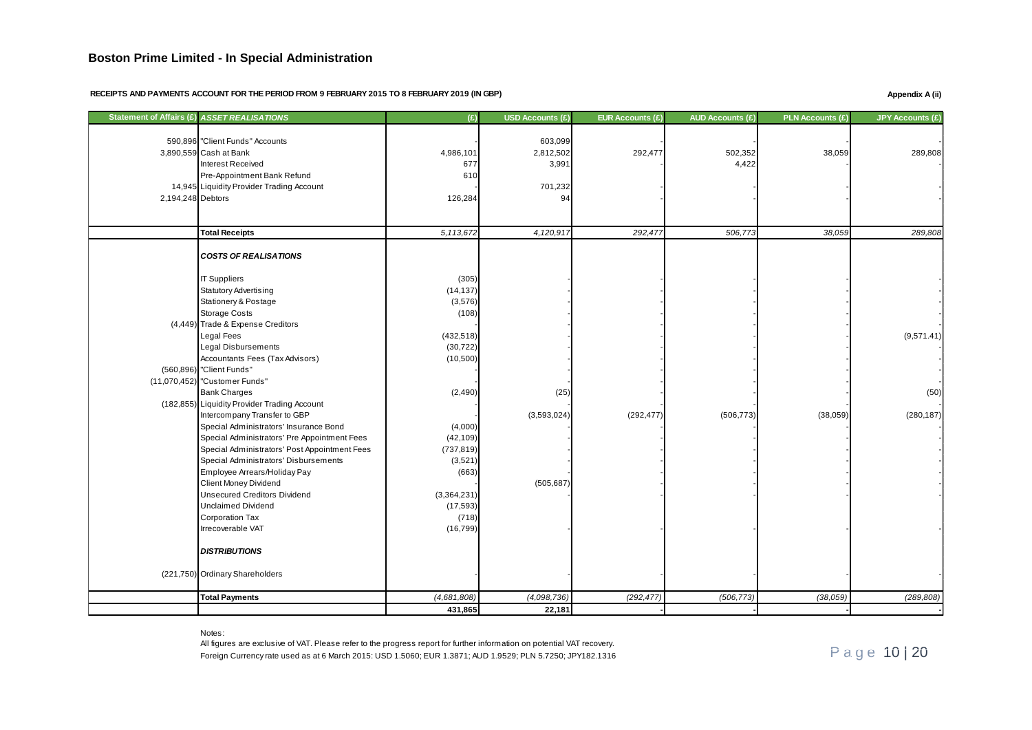## Boston Prime Limited - In Special Administration

**RECEIPTS AND PAYMENTS ACCOUNT FOR THE PERIOD FROM 9 FEBRUARY 2015 TO 8 FEBRUARY 2019 (IN GBP)**

**Appendix A (ii)**

| Statement of Affairs (£) | *ASSET REALISATIONS* | (£) | USD Accounts (£) | EUR Accounts (£) | AUD Accounts (£) | PLN Accounts (£) | JPY Accounts (£) |
|---|---|---|---|---|---|---|---|
| 590,896 | "Client Funds" Accounts | | 603,099 | - | - | - | - |
| 3,890,559 | Cash at Bank | 4,986,101 | 2,812,502 | 292,477 | 502,352 | 38,059 | 289,808 |
| | Interest Received | 677 | 3,991 | - | 4,422 | | - |
| | Pre-Appointment Bank Refund | 610 | | | | | |
| 14,945 | Liquidity Provider Trading Account | - | 701,232 | - | - | - | - |
| 2,194,248 | Debtors | 126,284 | 94 | - | - | - | - |
| | **Total Receipts** | *5,113,672* | *4,120,917* | *292,477* | *506,773* | *38,059* | *289,808* |
| | ***COSTS OF REALISATIONS*** | | | | | | |
| | IT Suppliers | (305) | - | - | - | - | - |
| | Statutory Advertising | (14,137) | - | - | - | - | - |
| | Stationery & Postage | (3,576) | - | - | - | - | - |
| | Storage Costs | (108) | - | - | - | - | - |
| (4,449) | Trade & Expense Creditors | - | - | - | - | - | - |
| | Legal Fees | (432,518) | - | - | - | - | (9,571.41) |
| | Legal Disbursements | (30,722) | - | - | - | - | - |
| | Accountants Fees (Tax Advisors) | (10,500) | - | - | - | - | - |
| (560,896) | "Client Funds" | - | - | - | - | - | - |
| (11,070,452) | "Customer Funds" | - | - | - | - | - | - |
| | Bank Charges | (2,490) | (25) | - | - | - | (50) |
| (182,855) | Liquidity Provider Trading Account | - | - | - | - | - | - |
| | Intercompany Transfer to GBP | - | (3,593,024) | (292,477) | (506,773) | (38,059) | (280,187) |
| | Special Administrators' Insurance Bond | (4,000) | - | - | - | - | - |
| | Special Administrators' Pre Appointment Fees | (42,109) | - | - | - | - | - |
| | Special Administrators' Post Appointment Fees | (737,819) | - | - | - | - | - |
| | Special Administrators' Disbursements | (3,521) | - | - | - | - | - |
| | Employee Arrears/Holiday Pay | (663) | - | - | - | - | - |
| | Client Money Dividend | - | (505,687) | - | - | - | - |
| | Unsecured Creditors Dividend | (3,364,231) | - | - | - | - | - |
| | Unclaimed Dividend | (17,593) | | | | | |
| | Corporation Tax | (718) | | | | | |
| | Irrecoverable VAT | (16,799) | - | - | - | - | - |
| | ***DISTRIBUTIONS*** | | | | | | |
| (221,750) | Ordinary Shareholders | - | - | - | - | - | - |
| | **Total Payments** | *(4,681,808)* | *(4,098,736)* | *(292,477)* | *(506,773)* | *(38,059)* | *(289,808)* |
| | | **431,865** | **22,181** | **-** | **-** | **-** | **-** |

Notes:

All figures are exclusive of VAT. Please refer to the progress report for further information on potential VAT recovery.

Foreign Currency rate used as at 6 March 2015: USD 1.5060; EUR 1.3871; AUD 1.9529; PLN 5.7250; JPY182.1316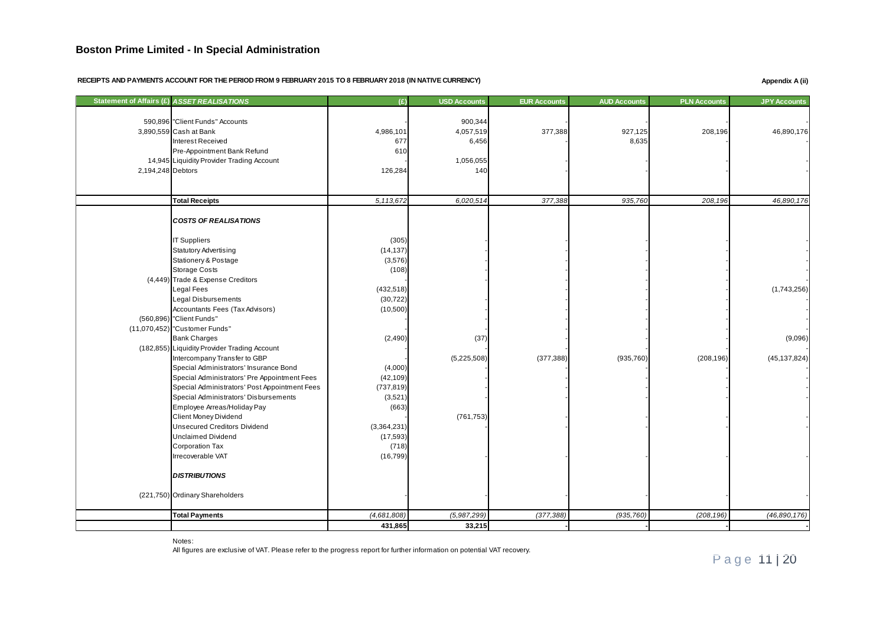# Boston Prime Limited - In Special Administration

**RECEIPTS AND PAYMENTS ACCOUNT FOR THE PERIOD FROM 9 FEBRUARY 2015 TO 8 FEBRUARY 2018 (IN NATIVE CURRENCY)**

**Appendix A (ii)**

| Statement of Affairs (£) | *ASSET REALISATIONS* | (£) | USD Accounts | EUR Accounts | AUD Accounts | PLN Accounts | JPY Accounts |
|---|---|---|---|---|---|---|---|
| 590,896 | "Client Funds" Accounts | - | 900,344 | - | - | - | - |
| 3,890,559 | Cash at Bank | 4,986,101 | 4,057,519 | 377,388 | 927,125 | 208,196 | 46,890,176 |
| | Interest Received | 677 | 6,456 | - | 8,635 | - | - |
| | Pre-Appointment Bank Refund | 610 | | | | | |
| 14,945 | Liquidity Provider Trading Account | - | 1,056,055 | - | - | - | - |
| 2,194,248 | Debtors | 126,284 | 140 | - | - | - | - |
| | **Total Receipts** | *5,113,672* | *6,020,514* | *377,388* | *935,760* | *208,196* | *46,890,176* |
| | ***COSTS OF REALISATIONS*** | | | | | | |
| | IT Suppliers | (305) | - | - | - | - | - |
| | Statutory Advertising | (14,137) | - | - | - | - | - |
| | Stationery & Postage | (3,576) | - | - | - | - | - |
| | Storage Costs | (108) | - | - | - | - | - |
| (4,449) | Trade & Expense Creditors | - | - | - | - | - | - |
| | Legal Fees | (432,518) | - | - | - | - | (1,743,256) |
| | Legal Disbursements | (30,722) | - | - | - | - | - |
| | Accountants Fees (Tax Advisors) | (10,500) | - | - | - | - | - |
| (560,896) | "Client Funds" | - | - | - | - | - | - |
| (11,070,452) | "Customer Funds" | - | - | - | - | - | - |
| | Bank Charges | (2,490) | (37) | - | - | - | (9,096) |
| (182,855) | Liquidity Provider Trading Account | - | - | - | - | - | - |
| | Intercompany Transfer to GBP | - | (5,225,508) | (377,388) | (935,760) | (208,196) | (45,137,824) |
| | Special Administrators' Insurance Bond | (4,000) | - | - | - | - | - |
| | Special Administrators' Pre Appointment Fees | (42,109) | - | - | - | - | - |
| | Special Administrators' Post Appointment Fees | (737,819) | - | - | - | - | - |
| | Special Administrators' Disbursements | (3,521) | - | - | - | - | - |
| | Employee Arreas/Holiday Pay | (663) | - | - | - | - | - |
| | Client Money Dividend | - | (761,753) | - | - | - | - |
| | Unsecured Creditors Dividend | (3,364,231) | - | - | - | - | - |
| | Unclaimed Dividend | (17,593) | | | | | |
| | Corporation Tax | (718) | | | | | |
| | Irrecoverable VAT | (16,799) | - | - | - | - | - |
| | ***DISTRIBUTIONS*** | | | | | | |
| (221,750) | Ordinary Shareholders | - | - | - | - | - | - |
| | **Total Payments** | *(4,681,808)* | *(5,987,299)* | *(377,388)* | *(935,760)* | *(208,196)* | *(46,890,176)* |
| | | **431,865** | **33,215** | **-** | **-** | **-** | **-** |

Notes:
All figures are exclusive of VAT. Please refer to the progress report for further information on potential VAT recovery.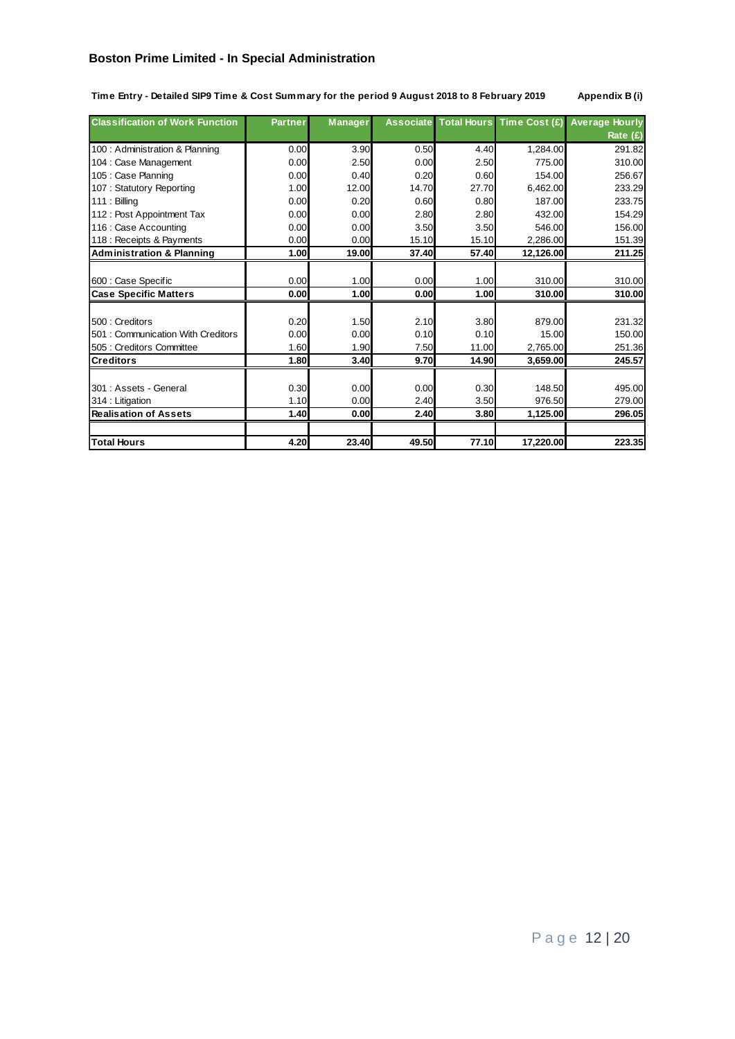# Boston Prime Limited - In Special Administration

**Time Entry - Detailed SIP9 Time & Cost Summary for the period 9 August 2018 to 8 February 2019** **Appendix B (i)**

| Classification of Work Function | Partner | Manager | Associate | Total Hours | Time Cost (£) | Average Hourly Rate (£) |
|---|---|---|---|---|---|---|
| 100 : Administration & Planning | 0.00 | 3.90 | 0.50 | 4.40 | 1,284.00 | 291.82 |
| 104 : Case Management | 0.00 | 2.50 | 0.00 | 2.50 | 775.00 | 310.00 |
| 105 : Case Planning | 0.00 | 0.40 | 0.20 | 0.60 | 154.00 | 256.67 |
| 107 : Statutory Reporting | 1.00 | 12.00 | 14.70 | 27.70 | 6,462.00 | 233.29 |
| 111 : Billing | 0.00 | 0.20 | 0.60 | 0.80 | 187.00 | 233.75 |
| 112 : Post Appointment Tax | 0.00 | 0.00 | 2.80 | 2.80 | 432.00 | 154.29 |
| 116 : Case Accounting | 0.00 | 0.00 | 3.50 | 3.50 | 546.00 | 156.00 |
| 118 : Receipts & Payments | 0.00 | 0.00 | 15.10 | 15.10 | 2,286.00 | 151.39 |
| **Administration & Planning** | **1.00** | **19.00** | **37.40** | **57.40** | **12,126.00** | **211.25** |
| | | | | | | |
| 600 : Case Specific | 0.00 | 1.00 | 0.00 | 1.00 | 310.00 | 310.00 |
| **Case Specific Matters** | **0.00** | **1.00** | **0.00** | **1.00** | **310.00** | **310.00** |
| | | | | | | |
| 500 : Creditors | 0.20 | 1.50 | 2.10 | 3.80 | 879.00 | 231.32 |
| 501 : Communication With Creditors | 0.00 | 0.00 | 0.10 | 0.10 | 15.00 | 150.00 |
| 505 : Creditors Committee | 1.60 | 1.90 | 7.50 | 11.00 | 2,765.00 | 251.36 |
| **Creditors** | **1.80** | **3.40** | **9.70** | **14.90** | **3,659.00** | **245.57** |
| | | | | | | |
| 301 : Assets - General | 0.30 | 0.00 | 0.00 | 0.30 | 148.50 | 495.00 |
| 314 : Litigation | 1.10 | 0.00 | 2.40 | 3.50 | 976.50 | 279.00 |
| **Realisation of Assets** | **1.40** | **0.00** | **2.40** | **3.80** | **1,125.00** | **296.05** |
| | | | | | | |
| **Total Hours** | **4.20** | **23.40** | **49.50** | **77.10** | **17,220.00** | **223.35** |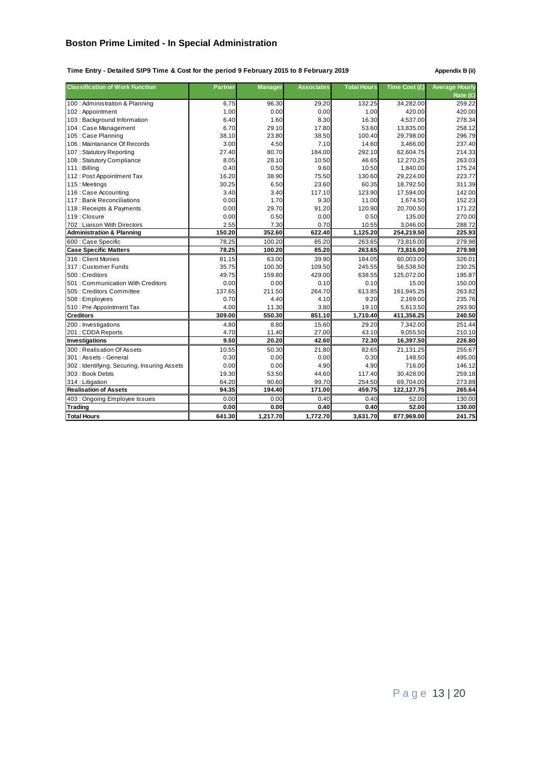## Boston Prime Limited - In Special Administration

**Time Entry - Detailed SIP9 Time & Cost for the period 9 February 2015 to 8 February 2019** **Appendix B (ii)**

| Classification of Work Function | Partner | Manager | Associates | Total Hours | Time Cost (£) | Average Hourly Rate (£) |
|---|---|---|---|---|---|---|
| 100 : Administration & Planning | 6.75 | 96.30 | 29.20 | 132.25 | 34,282.00 | 259.22 |
| 102 : Appointment | 1.00 | 0.00 | 0.00 | 1.00 | 420.00 | 420.00 |
| 103 : Background Information | 6.40 | 1.60 | 8.30 | 16.30 | 4,537.00 | 278.34 |
| 104 : Case Management | 6.70 | 29.10 | 17.80 | 53.60 | 13,835.00 | 258.12 |
| 105 : Case Planning | 38.10 | 23.80 | 38.50 | 100.40 | 29,798.00 | 296.79 |
| 106 : Maintanance Of Records | 3.00 | 4.50 | 7.10 | 14.60 | 3,466.00 | 237.40 |
| 107 : Statutory Reporting | 27.40 | 80.70 | 184.00 | 292.10 | 62,604.75 | 214.33 |
| 108 : Statutory Compliance | 8.05 | 28.10 | 10.50 | 46.65 | 12,270.25 | 263.03 |
| 111 : Billing | 0.40 | 0.50 | 9.60 | 10.50 | 1,840.00 | 175.24 |
| 112 : Post Appointment Tax | 16.20 | 38.90 | 75.50 | 130.60 | 29,224.00 | 223.77 |
| 115 : Meetings | 30.25 | 6.50 | 23.60 | 60.35 | 18,792.50 | 311.39 |
| 116 : Case Accounting | 3.40 | 3.40 | 117.10 | 123.90 | 17,594.00 | 142.00 |
| 117 : Bank Reconciliations | 0.00 | 1.70 | 9.30 | 11.00 | 1,674.50 | 152.23 |
| 118 : Receipts & Payments | 0.00 | 29.70 | 91.20 | 120.90 | 20,700.50 | 171.22 |
| 119 : Closure | 0.00 | 0.50 | 0.00 | 0.50 | 135.00 | 270.00 |
| 702 : Liaison With Directors | 2.55 | 7.30 | 0.70 | 10.55 | 3,046.00 | 288.72 |
| **Administration & Planning** | **150.20** | **352.60** | **622.40** | **1,125.20** | **254,219.50** | **225.93** |
| 600 : Case Specific | 78.25 | 100.20 | 85.20 | 263.65 | 73,816.00 | 279.98 |
| **Case Specific Matters** | **78.25** | **100.20** | **85.20** | **263.65** | **73,816.00** | **279.98** |
| 316 : Client Monies | 81.15 | 63.00 | 39.90 | 184.05 | 60,003.00 | 326.01 |
| 317 : Customer Funds | 35.75 | 100.30 | 109.50 | 245.55 | 56,538.50 | 230.25 |
| 500 : Creditors | 49.75 | 159.80 | 429.00 | 638.55 | 125,072.00 | 195.87 |
| 501 : Communication With Creditors | 0.00 | 0.00 | 0.10 | 0.10 | 15.00 | 150.00 |
| 505 : Creditors Committee | 137.65 | 211.50 | 264.70 | 613.85 | 161,945.25 | 263.82 |
| 508 : Employees | 0.70 | 4.40 | 4.10 | 9.20 | 2,169.00 | 235.76 |
| 510 : Pre Appointment Tax | 4.00 | 11.30 | 3.80 | 19.10 | 5,613.50 | 293.90 |
| **Creditors** | **309.00** | **550.30** | **851.10** | **1,710.40** | **411,356.25** | **240.50** |
| 200 : Investigations | 4.80 | 8.80 | 15.60 | 29.20 | 7,342.00 | 251.44 |
| 201 : CDDA Reports | 4.70 | 11.40 | 27.00 | 43.10 | 9,055.50 | 210.10 |
| **Investigations** | **9.50** | **20.20** | **42.60** | **72.30** | **16,397.50** | **226.80** |
| 300 : Realisation Of Assets | 10.55 | 50.30 | 21.80 | 82.65 | 21,131.25 | 255.67 |
| 301 : Assets - General | 0.30 | 0.00 | 0.00 | 0.30 | 148.50 | 495.00 |
| 302 : Identifying, Securing, Insuring Assets | 0.00 | 0.00 | 4.90 | 4.90 | 716.00 | 146.12 |
| 303 : Book Debts | 19.30 | 53.50 | 44.60 | 117.40 | 30,428.00 | 259.18 |
| 314 : Litigation | 64.20 | 90.60 | 99.70 | 254.50 | 69,704.00 | 273.89 |
| **Realisation of Assets** | **94.35** | **194.40** | **171.00** | **459.75** | **122,127.75** | **265.64** |
| 403 : Ongoing Employee Issues | 0.00 | 0.00 | 0.40 | 0.40 | 52.00 | 130.00 |
| **Trading** | **0.00** | **0.00** | **0.40** | **0.40** | **52.00** | **130.00** |
| **Total Hours** | **641.30** | **1,217.70** | **1,772.70** | **3,631.70** | **877,969.00** | **241.75** |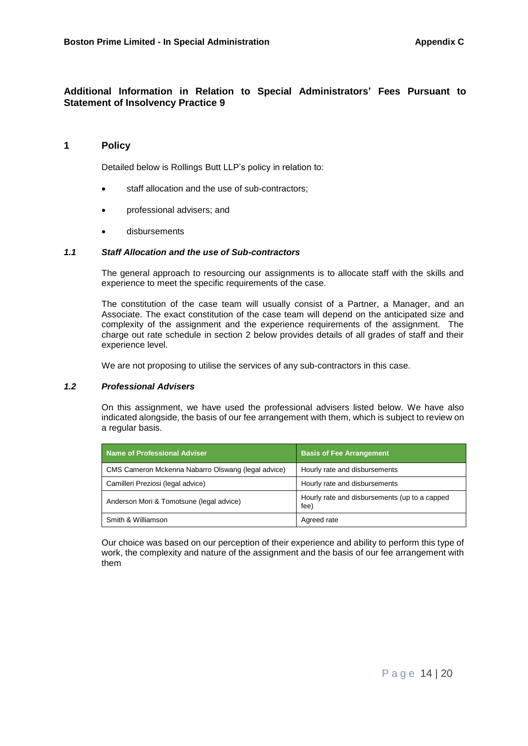# Additional Information in Relation to Special Administrators' Fees Pursuant to Statement of Insolvency Practice 9

## 1 Policy

Detailed below is Rollings Butt LLP's policy in relation to:

- staff allocation and the use of sub-contractors;
- professional advisers; and
- disbursements

### *1.1 Staff Allocation and the use of Sub-contractors*

The general approach to resourcing our assignments is to allocate staff with the skills and experience to meet the specific requirements of the case.

The constitution of the case team will usually consist of a Partner, a Manager, and an Associate. The exact constitution of the case team will depend on the anticipated size and complexity of the assignment and the experience requirements of the assignment. The charge out rate schedule in section 2 below provides details of all grades of staff and their experience level.

We are not proposing to utilise the services of any sub-contractors in this case.

### *1.2 Professional Advisers*

On this assignment, we have used the professional advisers listed below. We have also indicated alongside, the basis of our fee arrangement with them, which is subject to review on a regular basis.

| Name of Professional Adviser | Basis of Fee Arrangement |
|---|---|
| CMS Cameron Mckenna Nabarro Olswang (legal advice) | Hourly rate and disbursements |
| Camilleri Preziosi (legal advice) | Hourly rate and disbursements |
| Anderson Mori & Tomotsune (legal advice) | Hourly rate and disbursements (up to a capped fee) |
| Smith & Williamson | Agreed rate |

Our choice was based on our perception of their experience and ability to perform this type of work, the complexity and nature of the assignment and the basis of our fee arrangement with them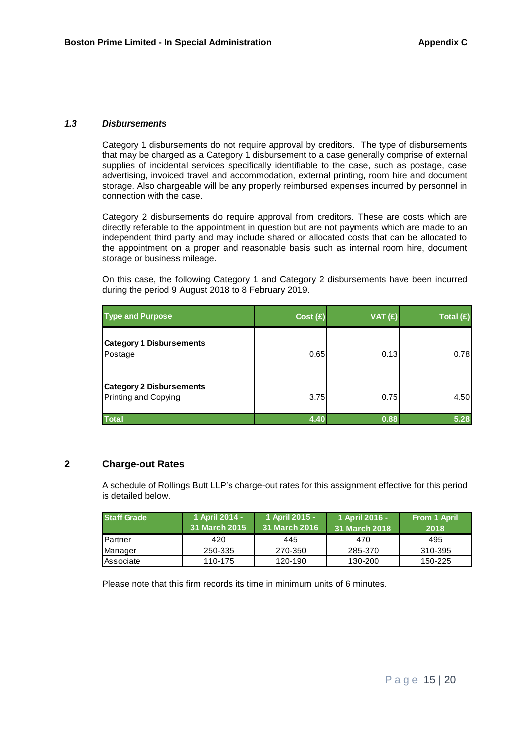### *1.3 Disbursements*

Category 1 disbursements do not require approval by creditors. The type of disbursements that may be charged as a Category 1 disbursement to a case generally comprise of external supplies of incidental services specifically identifiable to the case, such as postage, case advertising, invoiced travel and accommodation, external printing, room hire and document storage. Also chargeable will be any properly reimbursed expenses incurred by personnel in connection with the case.

Category 2 disbursements do require approval from creditors. These are costs which are directly referable to the appointment in question but are not payments which are made to an independent third party and may include shared or allocated costs that can be allocated to the appointment on a proper and reasonable basis such as internal room hire, document storage or business mileage.

On this case, the following Category 1 and Category 2 disbursements have been incurred during the period 9 August 2018 to 8 February 2019.

| Type and Purpose | Cost (£) | VAT (£) | Total (£) |
|---|---|---|---|
| **Category 1 Disbursements** | | | |
| Postage | 0.65 | 0.13 | 0.78 |
| **Category 2 Disbursements** | | | |
| Printing and Copying | 3.75 | 0.75 | 4.50 |
| **Total** | **4.40** | **0.88** | **5.28** |

## 2 Charge-out Rates

A schedule of Rollings Butt LLP's charge-out rates for this assignment effective for this period is detailed below.

| Staff Grade | 1 April 2014 - 31 March 2015 | 1 April 2015 - 31 March 2016 | 1 April 2016 - 31 March 2018 | From 1 April 2018 |
|---|---|---|---|---|
| Partner | 420 | 445 | 470 | 495 |
| Manager | 250-335 | 270-350 | 285-370 | 310-395 |
| Associate | 110-175 | 120-190 | 130-200 | 150-225 |

Please note that this firm records its time in minimum units of 6 minutes.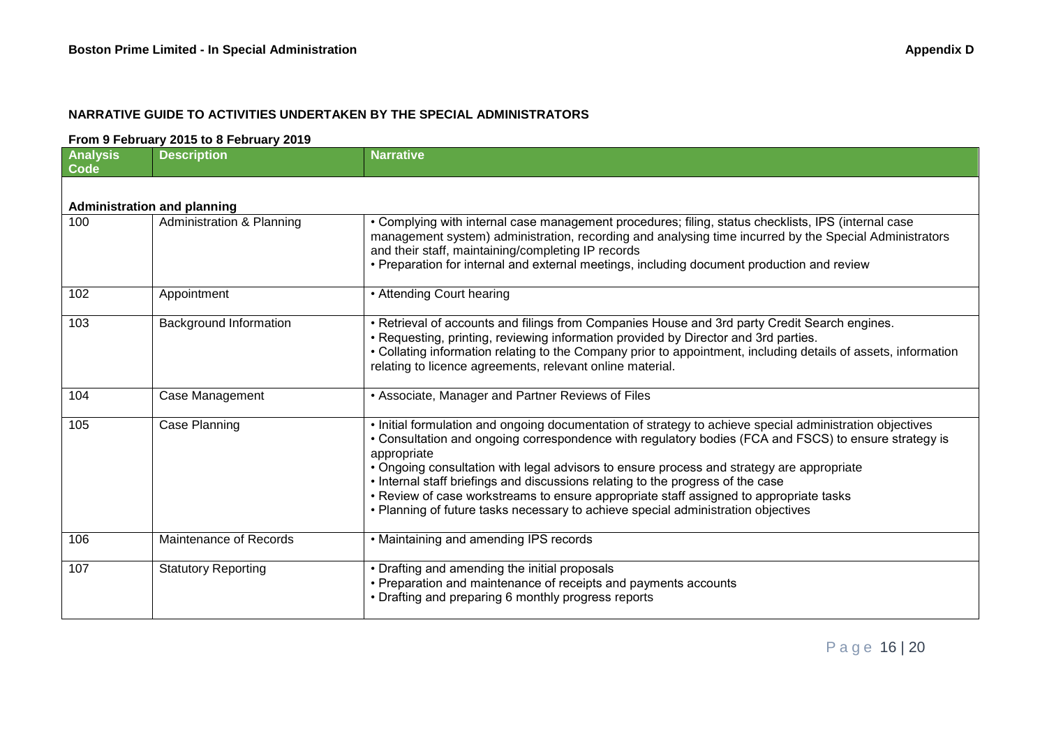## NARRATIVE GUIDE TO ACTIVITIES UNDERTAKEN BY THE SPECIAL ADMINISTRATORS

**From 9 February 2015 to 8 February 2019**

| Analysis Code | Description | Narrative |
|---|---|---|
| **Administration and planning** | | |
| 100 | Administration & Planning | • Complying with internal case management procedures; filing, status checklists, IPS (internal case management system) administration, recording and analysing time incurred by the Special Administrators and their staff, maintaining/completing IP records<br>• Preparation for internal and external meetings, including document production and review |
| 102 | Appointment | • Attending Court hearing |
| 103 | Background Information | • Retrieval of accounts and filings from Companies House and 3rd party Credit Search engines.<br>• Requesting, printing, reviewing information provided by Director and 3rd parties.<br>• Collating information relating to the Company prior to appointment, including details of assets, information relating to licence agreements, relevant online material. |
| 104 | Case Management | • Associate, Manager and Partner Reviews of Files |
| 105 | Case Planning | • Initial formulation and ongoing documentation of strategy to achieve special administration objectives<br>• Consultation and ongoing correspondence with regulatory bodies (FCA and FSCS) to ensure strategy is appropriate<br>• Ongoing consultation with legal advisors to ensure process and strategy are appropriate<br>• Internal staff briefings and discussions relating to the progress of the case<br>• Review of case workstreams to ensure appropriate staff assigned to appropriate tasks<br>• Planning of future tasks necessary to achieve special administration objectives |
| 106 | Maintenance of Records | • Maintaining and amending IPS records |
| 107 | Statutory Reporting | • Drafting and amending the initial proposals<br>• Preparation and maintenance of receipts and payments accounts<br>• Drafting and preparing 6 monthly progress reports |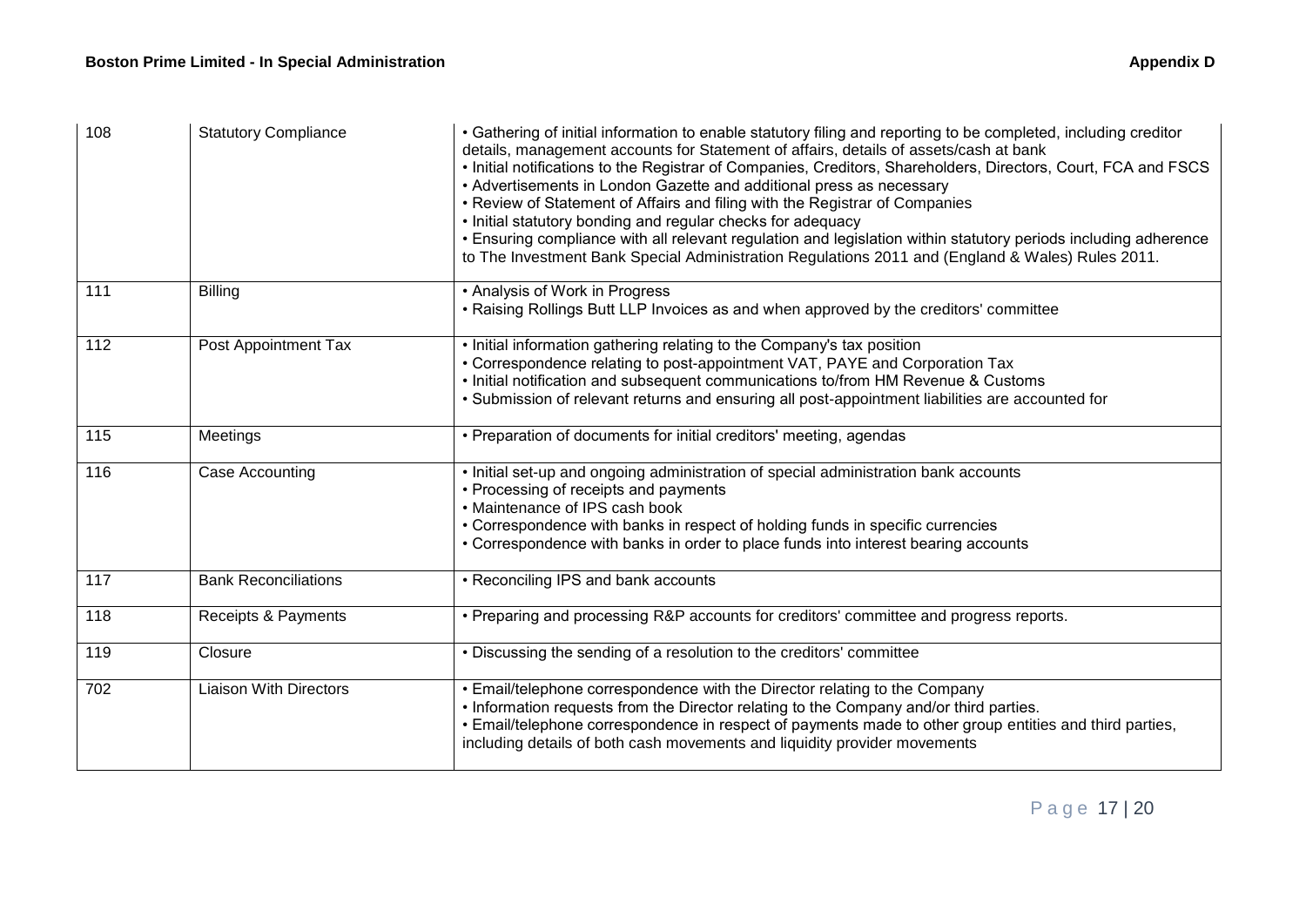| 108 | Statutory Compliance | • Gathering of initial information to enable statutory filing and reporting to be completed, including creditor details, management accounts for Statement of affairs, details of assets/cash at bank<br>• Initial notifications to the Registrar of Companies, Creditors, Shareholders, Directors, Court, FCA and FSCS<br>• Advertisements in London Gazette and additional press as necessary<br>• Review of Statement of Affairs and filing with the Registrar of Companies<br>• Initial statutory bonding and regular checks for adequacy<br>• Ensuring compliance with all relevant regulation and legislation within statutory periods including adherence to The Investment Bank Special Administration Regulations 2011 and (England & Wales) Rules 2011. |
|---|---|---|
| 111 | Billing | • Analysis of Work in Progress<br>• Raising Rollings Butt LLP Invoices as and when approved by the creditors' committee |
| 112 | Post Appointment Tax | • Initial information gathering relating to the Company's tax position<br>• Correspondence relating to post-appointment VAT, PAYE and Corporation Tax<br>• Initial notification and subsequent communications to/from HM Revenue & Customs<br>• Submission of relevant returns and ensuring all post-appointment liabilities are accounted for |
| 115 | Meetings | • Preparation of documents for initial creditors' meeting, agendas |
| 116 | Case Accounting | • Initial set-up and ongoing administration of special administration bank accounts<br>• Processing of receipts and payments<br>• Maintenance of IPS cash book<br>• Correspondence with banks in respect of holding funds in specific currencies<br>• Correspondence with banks in order to place funds into interest bearing accounts |
| 117 | Bank Reconciliations | • Reconciling IPS and bank accounts |
| 118 | Receipts & Payments | • Preparing and processing R&P accounts for creditors' committee and progress reports. |
| 119 | Closure | • Discussing the sending of a resolution to the creditors' committee |
| 702 | Liaison With Directors | • Email/telephone correspondence with the Director relating to the Company<br>• Information requests from the Director relating to the Company and/or third parties.<br>• Email/telephone correspondence in respect of payments made to other group entities and third parties, including details of both cash movements and liquidity provider movements |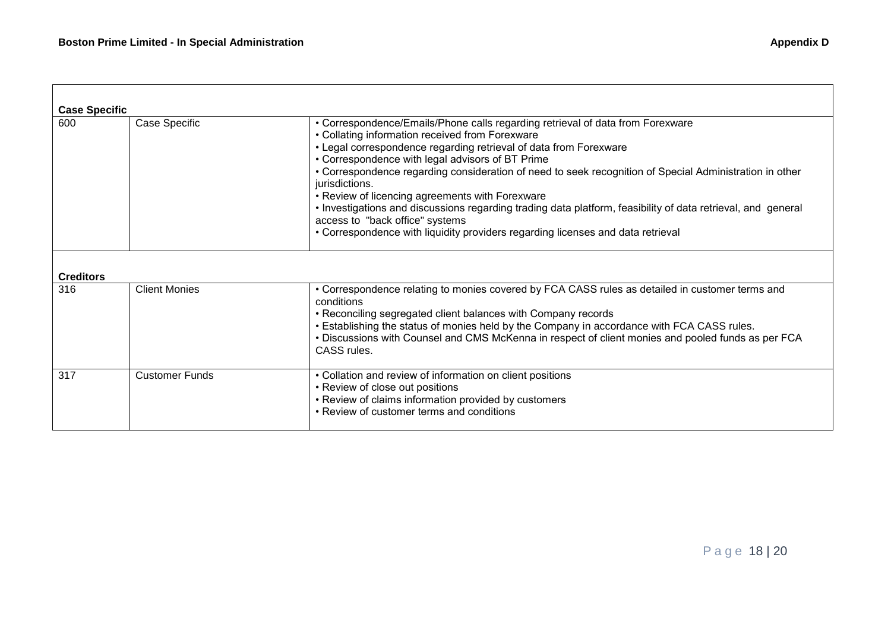| **Case Specific** | | |
|---|---|---|
| 600 | Case Specific | • Correspondence/Emails/Phone calls regarding retrieval of data from Forexware<br>• Collating information received from Forexware<br>• Legal correspondence regarding retrieval of data from Forexware<br>• Correspondence with legal advisors of BT Prime<br>• Correspondence regarding consideration of need to seek recognition of Special Administration in other jurisdictions.<br>• Review of licencing agreements with Forexware<br>• Investigations and discussions regarding trading data platform, feasibility of data retrieval, and general access to "back office" systems<br>• Correspondence with liquidity providers regarding licenses and data retrieval |
| **Creditors** | | |
| 316 | Client Monies | • Correspondence relating to monies covered by FCA CASS rules as detailed in customer terms and conditions<br>• Reconciling segregated client balances with Company records<br>• Establishing the status of monies held by the Company in accordance with FCA CASS rules.<br>• Discussions with Counsel and CMS McKenna in respect of client monies and pooled funds as per FCA CASS rules. |
| 317 | Customer Funds | • Collation and review of information on client positions<br>• Review of close out positions<br>• Review of claims information provided by customers<br>• Review of customer terms and conditions |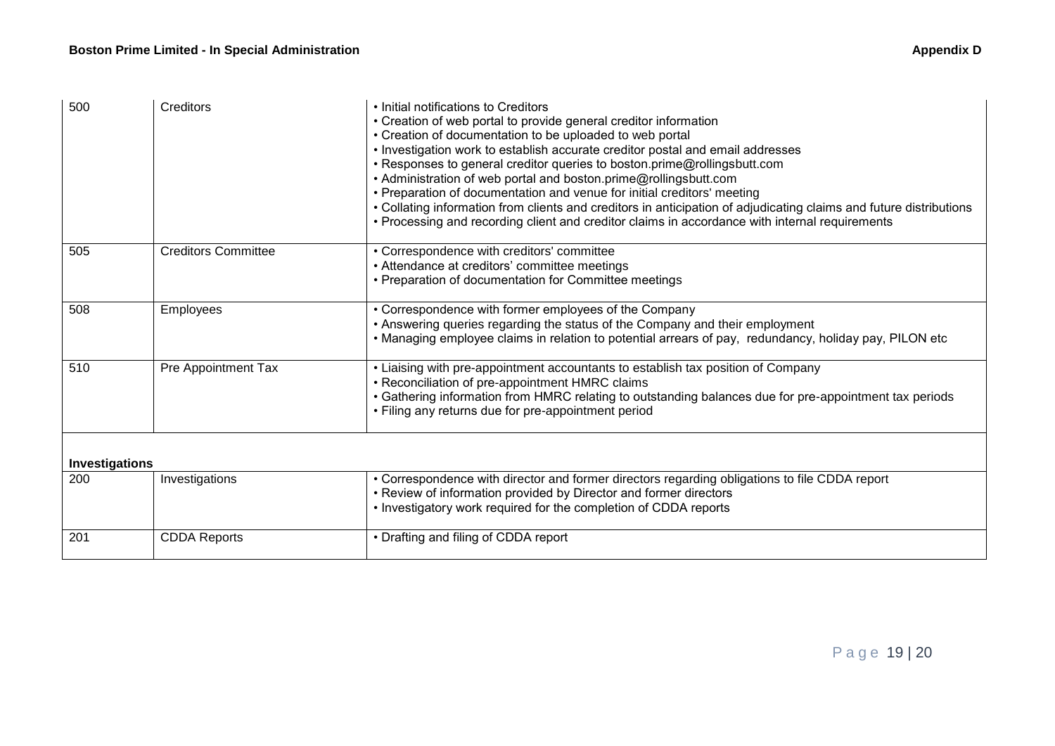| | | |
|---|---|---|
| 500 | Creditors | • Initial notifications to Creditors<br>• Creation of web portal to provide general creditor information<br>• Creation of documentation to be uploaded to web portal<br>• Investigation work to establish accurate creditor postal and email addresses<br>• Responses to general creditor queries to boston.prime@rollingsbutt.com<br>• Administration of web portal and boston.prime@rollingsbutt.com<br>• Preparation of documentation and venue for initial creditors' meeting<br>• Collating information from clients and creditors in anticipation of adjudicating claims and future distributions<br>• Processing and recording client and creditor claims in accordance with internal requirements |
| 505 | Creditors Committee | • Correspondence with creditors' committee<br>• Attendance at creditors' committee meetings<br>• Preparation of documentation for Committee meetings |
| 508 | Employees | • Correspondence with former employees of the Company<br>• Answering queries regarding the status of the Company and their employment<br>• Managing employee claims in relation to potential arrears of pay, redundancy, holiday pay, PILON etc |
| 510 | Pre Appointment Tax | • Liaising with pre-appointment accountants to establish tax position of Company<br>• Reconciliation of pre-appointment HMRC claims<br>• Gathering information from HMRC relating to outstanding balances due for pre-appointment tax periods<br>• Filing any returns due for pre-appointment period |
| **Investigations** | | |
| 200 | Investigations | • Correspondence with director and former directors regarding obligations to file CDDA report<br>• Review of information provided by Director and former directors<br>• Investigatory work required for the completion of CDDA reports |
| 201 | CDDA Reports | • Drafting and filing of CDDA report |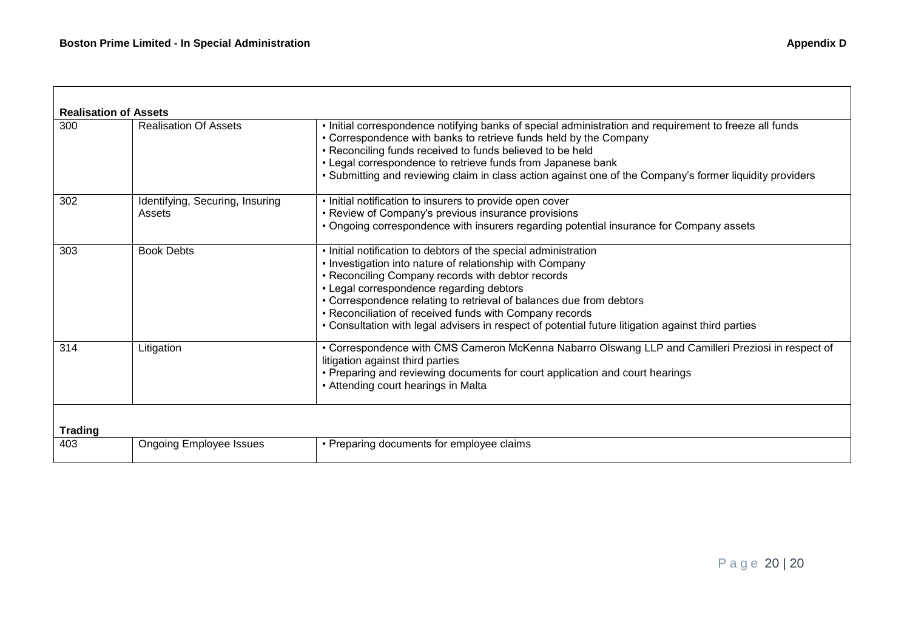| | | |
|---|---|---|
| **Realisation of Assets** | | |
| 300 | Realisation Of Assets | • Initial correspondence notifying banks of special administration and requirement to freeze all funds<br>• Correspondence with banks to retrieve funds held by the Company<br>• Reconciling funds received to funds believed to be held<br>• Legal correspondence to retrieve funds from Japanese bank<br>• Submitting and reviewing claim in class action against one of the Company's former liquidity providers |
| 302 | Identifying, Securing, Insuring Assets | • Initial notification to insurers to provide open cover<br>• Review of Company's previous insurance provisions<br>• Ongoing correspondence with insurers regarding potential insurance for Company assets |
| 303 | Book Debts | • Initial notification to debtors of the special administration<br>• Investigation into nature of relationship with Company<br>• Reconciling Company records with debtor records<br>• Legal correspondence regarding debtors<br>• Correspondence relating to retrieval of balances due from debtors<br>• Reconciliation of received funds with Company records<br>• Consultation with legal advisers in respect of potential future litigation against third parties |
| 314 | Litigation | • Correspondence with CMS Cameron McKenna Nabarro Olswang LLP and Camilleri Preziosi in respect of litigation against third parties<br>• Preparing and reviewing documents for court application and court hearings<br>• Attending court hearings in Malta |
| **Trading** | | |
| 403 | Ongoing Employee Issues | • Preparing documents for employee claims |